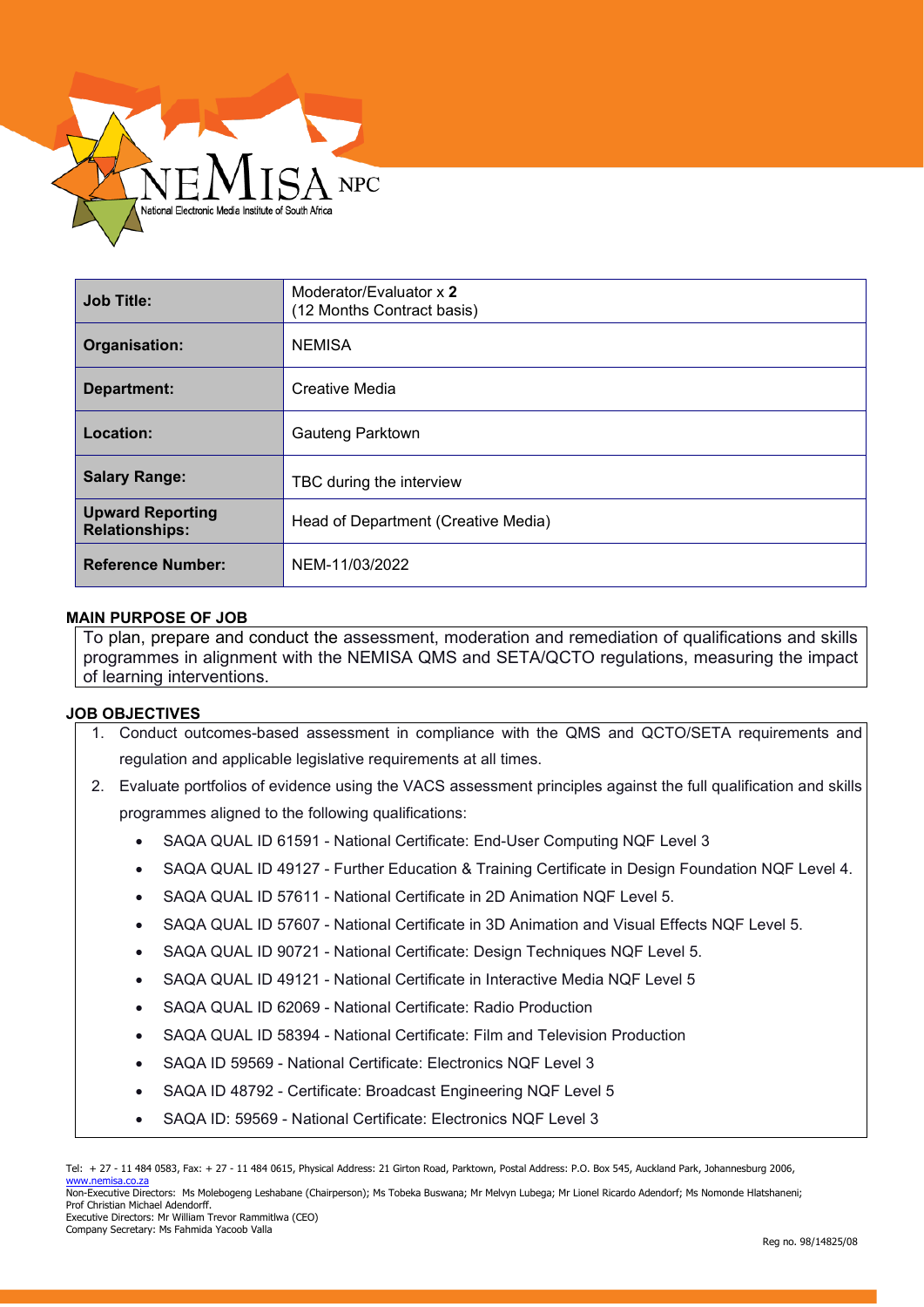NEMISA NPC
National Electronic Media Institute of South Africa

| Job Title: | Moderator/Evaluator x **2** (12 Months Contract basis) |
|---|---|
| **Organisation:** | NEMISA |
| **Department:** | Creative Media |
| **Location:** | Gauteng Parktown |
| **Salary Range:** | TBC during the interview |
| **Upward Reporting Relationships:** | Head of Department (Creative Media) |
| **Reference Number:** | NEM-11/03/2022 |

## MAIN PURPOSE OF JOB

To plan, prepare and conduct the assessment, moderation and remediation of qualifications and skills programmes in alignment with the NEMISA QMS and SETA/QCTO regulations, measuring the impact of learning interventions.

## JOB OBJECTIVES

1. Conduct outcomes-based assessment in compliance with the QMS and QCTO/SETA requirements and regulation and applicable legislative requirements at all times.
2. Evaluate portfolios of evidence using the VACS assessment principles against the full qualification and skills programmes aligned to the following qualifications:
   - SAQA QUAL ID 61591 - National Certificate: End-User Computing NQF Level 3
   - SAQA QUAL ID 49127 - Further Education & Training Certificate in Design Foundation NQF Level 4.
   - SAQA QUAL ID 57611 - National Certificate in 2D Animation NQF Level 5.
   - SAQA QUAL ID 57607 - National Certificate in 3D Animation and Visual Effects NQF Level 5.
   - SAQA QUAL ID 90721 - National Certificate: Design Techniques NQF Level 5.
   - SAQA QUAL ID 49121 - National Certificate in Interactive Media NQF Level 5
   - SAQA QUAL ID 62069 - National Certificate: Radio Production
   - SAQA QUAL ID 58394 - National Certificate: Film and Television Production
   - SAQA ID 59569 - National Certificate: Electronics NQF Level 3
   - SAQA ID 48792 - Certificate: Broadcast Engineering NQF Level 5
   - SAQA ID: 59569 - National Certificate: Electronics NQF Level 3

Tel: + 27 - 11 484 0583, Fax: + 27 - 11 484 0615, Physical Address: 21 Girton Road, Parktown, Postal Address: P.O. Box 545, Auckland Park, Johannesburg 2006, www.nemisa.co.za
Non-Executive Directors: Ms Molebogeng Leshabane (Chairperson); Ms Tobeka Buswana; Mr Melvyn Lubega; Mr Lionel Ricardo Adendorf; Ms Nomonde Hlatshaneni; Prof Christian Michael Adendorff.
Executive Directors: Mr William Trevor Rammitlwa (CEO)
Company Secretary: Ms Fahmida Yacoob Valla

Reg no. 98/14825/08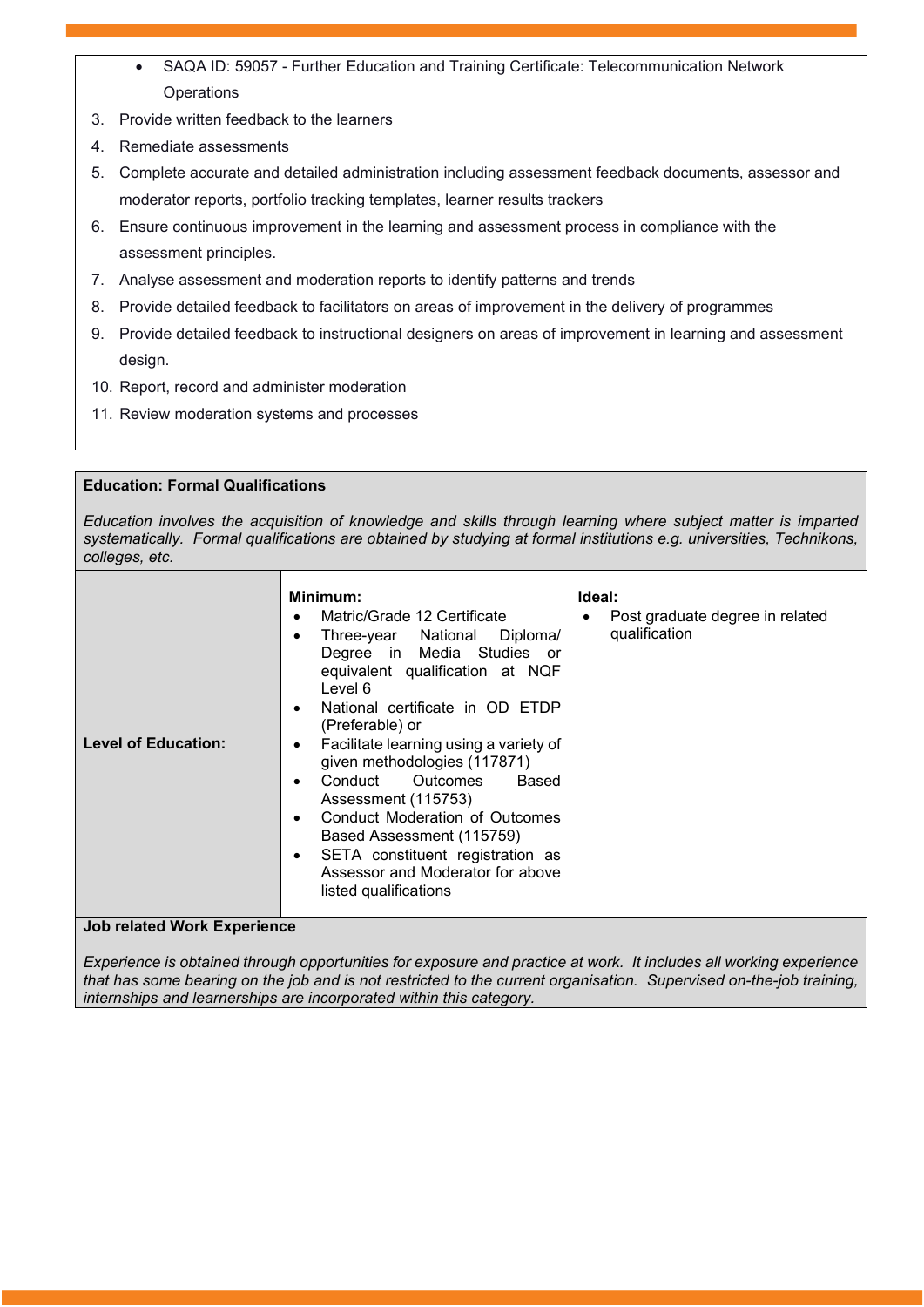- SAQA ID: 59057 - Further Education and Training Certificate: Telecommunication Network Operations

3. Provide written feedback to the learners
4. Remediate assessments
5. Complete accurate and detailed administration including assessment feedback documents, assessor and moderator reports, portfolio tracking templates, learner results trackers
6. Ensure continuous improvement in the learning and assessment process in compliance with the assessment principles.
7. Analyse assessment and moderation reports to identify patterns and trends
8. Provide detailed feedback to facilitators on areas of improvement in the delivery of programmes
9. Provide detailed feedback to instructional designers on areas of improvement in learning and assessment design.
10. Report, record and administer moderation
11. Review moderation systems and processes

**Education: Formal Qualifications**

*Education involves the acquisition of knowledge and skills through learning where subject matter is imparted systematically. Formal qualifications are obtained by studying at formal institutions e.g. universities, Technikons, colleges, etc.*

| | | |
|---|---|---|
| **Level of Education:** | **Minimum:**<br>• Matric/Grade 12 Certificate<br>• Three-year National Diploma/ Degree in Media Studies or equivalent qualification at NQF Level 6<br>• National certificate in OD ETDP (Preferable) or<br>• Facilitate learning using a variety of given methodologies (117871)<br>• Conduct Outcomes Based Assessment (115753)<br>• Conduct Moderation of Outcomes Based Assessment (115759)<br>• SETA constituent registration as Assessor and Moderator for above listed qualifications | **Ideal:**<br>• Post graduate degree in related qualification |

**Job related Work Experience**

*Experience is obtained through opportunities for exposure and practice at work. It includes all working experience that has some bearing on the job and is not restricted to the current organisation. Supervised on-the-job training, internships and learnerships are incorporated within this category.*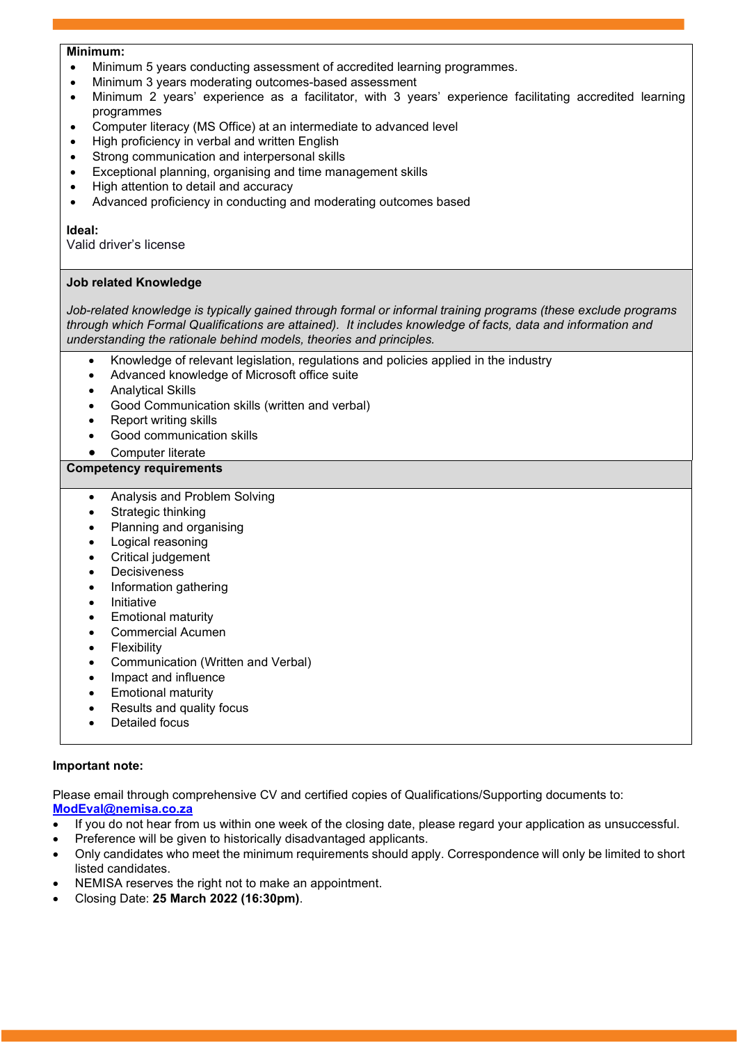**Minimum:**

- Minimum 5 years conducting assessment of accredited learning programmes.
- Minimum 3 years moderating outcomes-based assessment
- Minimum 2 years' experience as a facilitator, with 3 years' experience facilitating accredited learning programmes
- Computer literacy (MS Office) at an intermediate to advanced level
- High proficiency in verbal and written English
- Strong communication and interpersonal skills
- Exceptional planning, organising and time management skills
- High attention to detail and accuracy
- Advanced proficiency in conducting and moderating outcomes based

**Ideal:**

Valid driver's license

**Job related Knowledge**

*Job-related knowledge is typically gained through formal or informal training programs (these exclude programs through which Formal Qualifications are attained). It includes knowledge of facts, data and information and understanding the rationale behind models, theories and principles.*

- Knowledge of relevant legislation, regulations and policies applied in the industry
- Advanced knowledge of Microsoft office suite
- Analytical Skills
- Good Communication skills (written and verbal)
- Report writing skills
- Good communication skills
- Computer literate

**Competency requirements**

- Analysis and Problem Solving
- Strategic thinking
- Planning and organising
- Logical reasoning
- Critical judgement
- Decisiveness
- Information gathering
- Initiative
- Emotional maturity
- Commercial Acumen
- Flexibility
- Communication (Written and Verbal)
- Impact and influence
- Emotional maturity
- Results and quality focus
- Detailed focus

**Important note:**

Please email through comprehensive CV and certified copies of Qualifications/Supporting documents to: **ModEval@nemisa.co.za**

- If you do not hear from us within one week of the closing date, please regard your application as unsuccessful.
- Preference will be given to historically disadvantaged applicants.
- Only candidates who meet the minimum requirements should apply. Correspondence will only be limited to short listed candidates.
- NEMISA reserves the right not to make an appointment.
- Closing Date: **25 March 2022 (16:30pm)**.